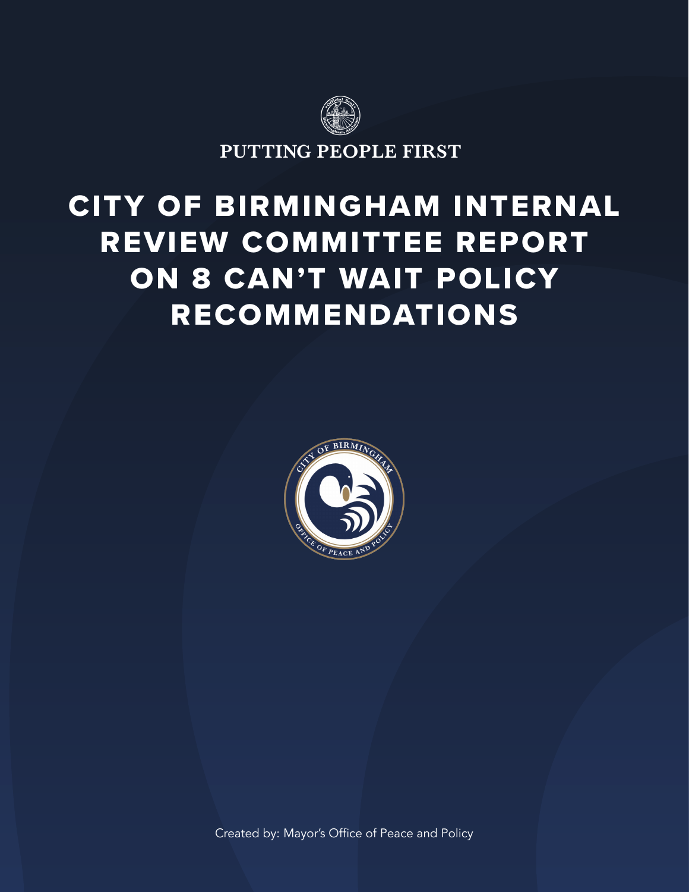PUTTING PEOPLE FIRST

# CITY OF BIRMINGHAM INTERNAL REVIEW COMMITTEE REPORT ON 8 CAN'T WAIT POLICY RECOMMENDATIONS

Created by: Mayor's Office of Peace and Policy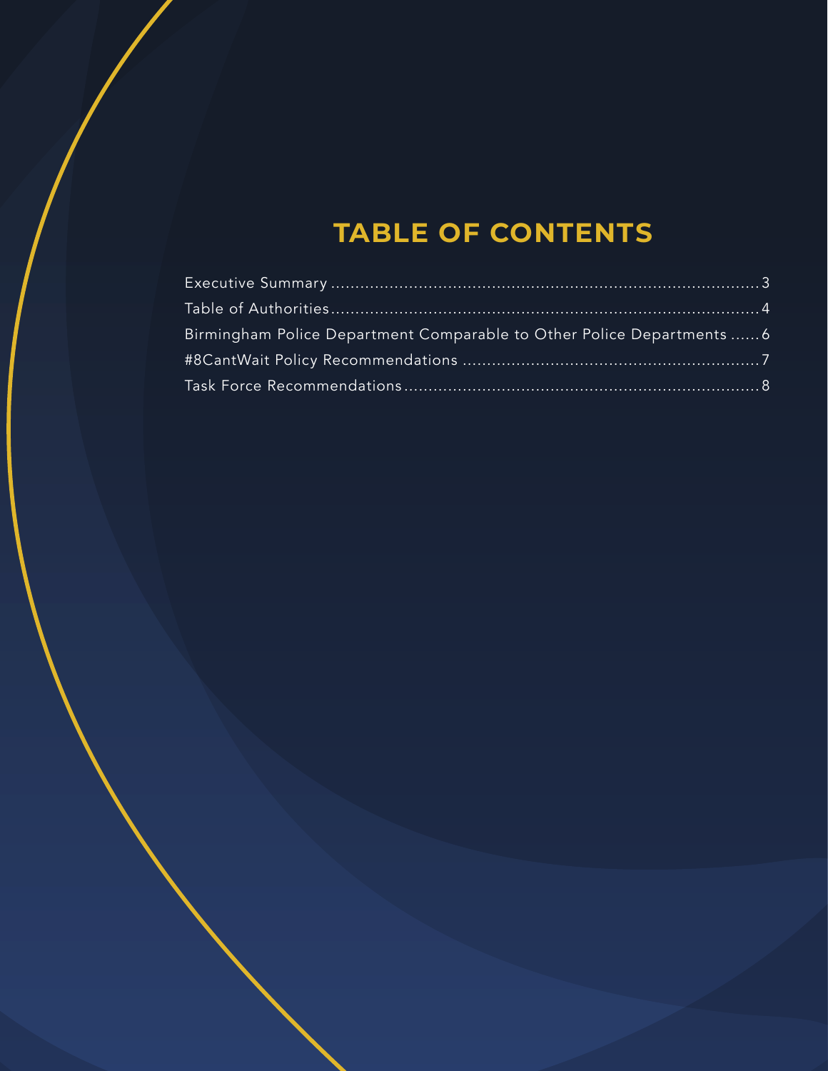# TABLE OF CONTENTS

Executive Summary .......................................................................... 3

Table of Authorities.......................................................................... 4

Birmingham Police Department Comparable to Other Police Departments ...... 6

#8CantWait Policy Recommendations ............................................................ 7

Task Force Recommendations.......................................................................... 8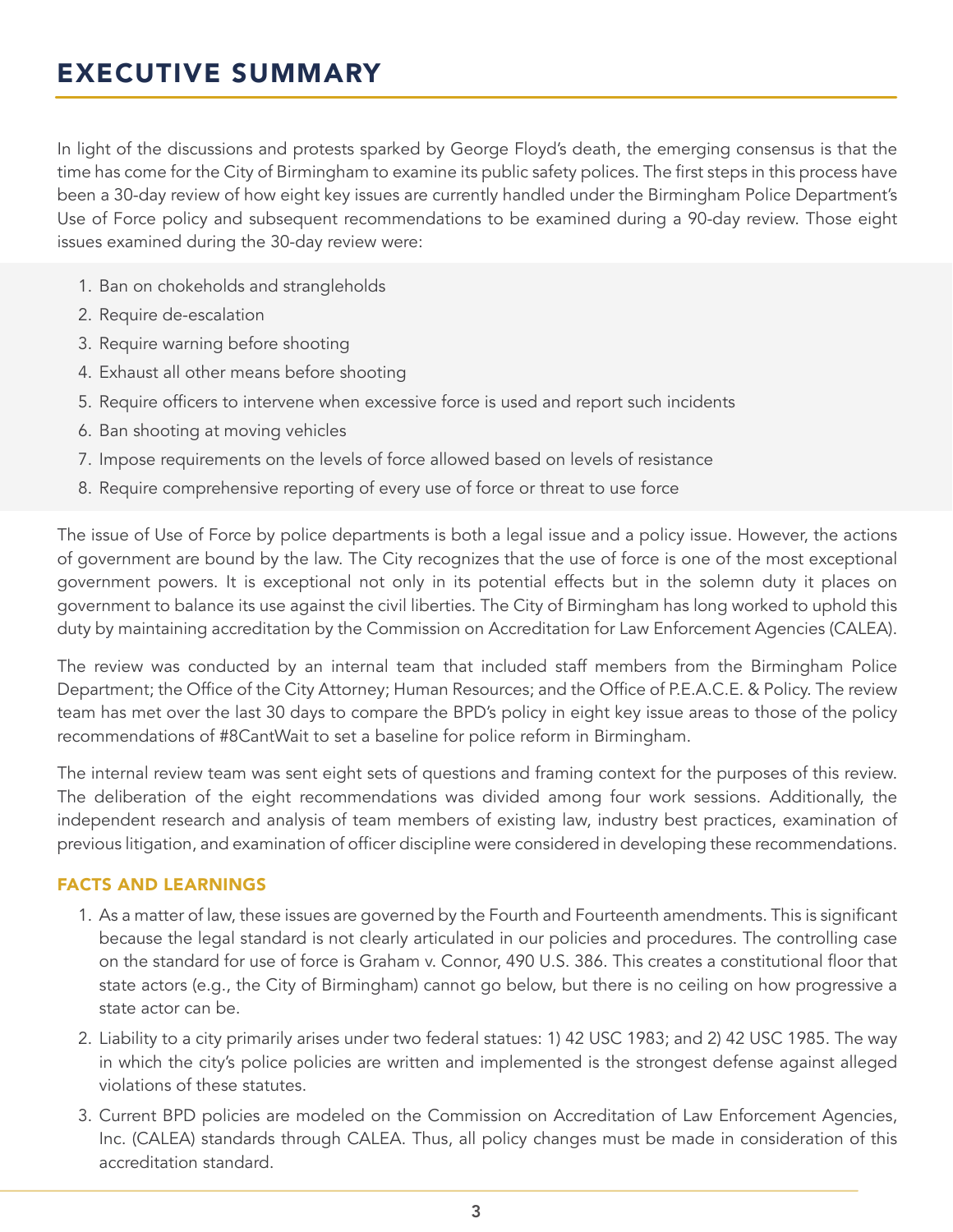# EXECUTIVE SUMMARY

In light of the discussions and protests sparked by George Floyd's death, the emerging consensus is that the time has come for the City of Birmingham to examine its public safety polices. The first steps in this process have been a 30-day review of how eight key issues are currently handled under the Birmingham Police Department's Use of Force policy and subsequent recommendations to be examined during a 90-day review. Those eight issues examined during the 30-day review were:

1. Ban on chokeholds and strangleholds
2. Require de-escalation
3. Require warning before shooting
4. Exhaust all other means before shooting
5. Require officers to intervene when excessive force is used and report such incidents
6. Ban shooting at moving vehicles
7. Impose requirements on the levels of force allowed based on levels of resistance
8. Require comprehensive reporting of every use of force or threat to use force

The issue of Use of Force by police departments is both a legal issue and a policy issue. However, the actions of government are bound by the law. The City recognizes that the use of force is one of the most exceptional government powers. It is exceptional not only in its potential effects but in the solemn duty it places on government to balance its use against the civil liberties. The City of Birmingham has long worked to uphold this duty by maintaining accreditation by the Commission on Accreditation for Law Enforcement Agencies (CALEA).

The review was conducted by an internal team that included staff members from the Birmingham Police Department; the Office of the City Attorney; Human Resources; and the Office of P.E.A.C.E. & Policy. The review team has met over the last 30 days to compare the BPD's policy in eight key issue areas to those of the policy recommendations of #8CantWait to set a baseline for police reform in Birmingham.

The internal review team was sent eight sets of questions and framing context for the purposes of this review. The deliberation of the eight recommendations was divided among four work sessions. Additionally, the independent research and analysis of team members of existing law, industry best practices, examination of previous litigation, and examination of officer discipline were considered in developing these recommendations.

### FACTS AND LEARNINGS

1. As a matter of law, these issues are governed by the Fourth and Fourteenth amendments. This is significant because the legal standard is not clearly articulated in our policies and procedures. The controlling case on the standard for use of force is Graham v. Connor, 490 U.S. 386. This creates a constitutional floor that state actors (e.g., the City of Birmingham) cannot go below, but there is no ceiling on how progressive a state actor can be.
2. Liability to a city primarily arises under two federal statues: 1) 42 USC 1983; and 2) 42 USC 1985. The way in which the city's police policies are written and implemented is the strongest defense against alleged violations of these statutes.
3. Current BPD policies are modeled on the Commission on Accreditation of Law Enforcement Agencies, Inc. (CALEA) standards through CALEA. Thus, all policy changes must be made in consideration of this accreditation standard.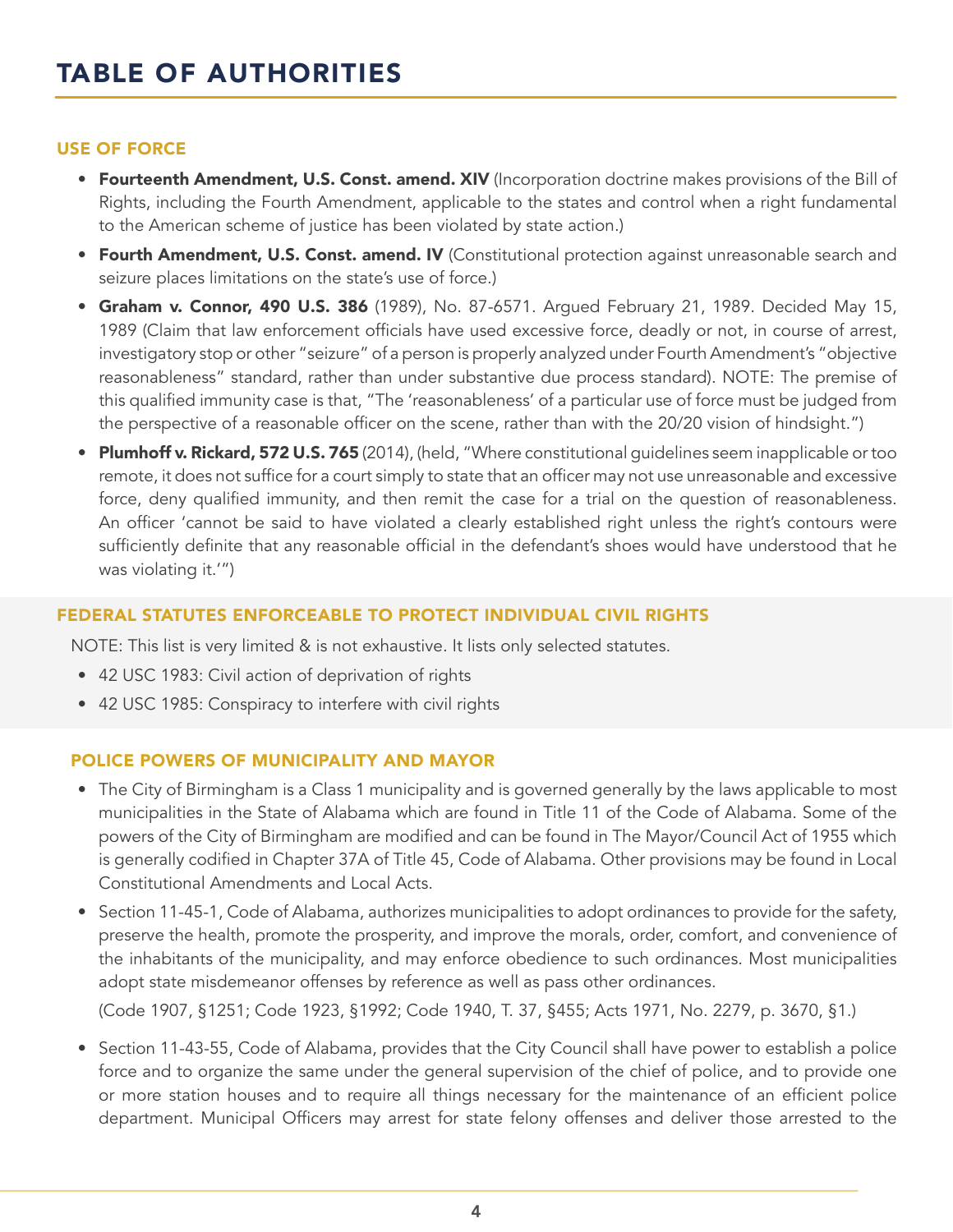// TABLE OF AUTHORITIES

## USE OF FORCE

- **Fourteenth Amendment, U.S. Const. amend. XIV** (Incorporation doctrine makes provisions of the Bill of Rights, including the Fourth Amendment, applicable to the states and control when a right fundamental to the American scheme of justice has been violated by state action.)
- **Fourth Amendment, U.S. Const. amend. IV** (Constitutional protection against unreasonable search and seizure places limitations on the state's use of force.)
- **Graham v. Connor, 490 U.S. 386** (1989), No. 87-6571. Argued February 21, 1989. Decided May 15, 1989 (Claim that law enforcement officials have used excessive force, deadly or not, in course of arrest, investigatory stop or other "seizure" of a person is properly analyzed under Fourth Amendment's "objective reasonableness" standard, rather than under substantive due process standard). NOTE: The premise of this qualified immunity case is that, "The 'reasonableness' of a particular use of force must be judged from the perspective of a reasonable officer on the scene, rather than with the 20/20 vision of hindsight.")
- **Plumhoff v. Rickard, 572 U.S. 765** (2014), (held, "Where constitutional guidelines seem inapplicable or too remote, it does not suffice for a court simply to state that an officer may not use unreasonable and excessive force, deny qualified immunity, and then remit the case for a trial on the question of reasonableness. An officer 'cannot be said to have violated a clearly established right unless the right's contours were sufficiently definite that any reasonable official in the defendant's shoes would have understood that he was violating it.'")

## FEDERAL STATUTES ENFORCEABLE TO PROTECT INDIVIDUAL CIVIL RIGHTS

NOTE: This list is very limited & is not exhaustive. It lists only selected statutes.

- 42 USC 1983: Civil action of deprivation of rights
- 42 USC 1985: Conspiracy to interfere with civil rights

## POLICE POWERS OF MUNICIPALITY AND MAYOR

- The City of Birmingham is a Class 1 municipality and is governed generally by the laws applicable to most municipalities in the State of Alabama which are found in Title 11 of the Code of Alabama. Some of the powers of the City of Birmingham are modified and can be found in The Mayor/Council Act of 1955 which is generally codified in Chapter 37A of Title 45, Code of Alabama. Other provisions may be found in Local Constitutional Amendments and Local Acts.
- Section 11-45-1, Code of Alabama, authorizes municipalities to adopt ordinances to provide for the safety, preserve the health, promote the prosperity, and improve the morals, order, comfort, and convenience of the inhabitants of the municipality, and may enforce obedience to such ordinances. Most municipalities adopt state misdemeanor offenses by reference as well as pass other ordinances.

  (Code 1907, §1251; Code 1923, §1992; Code 1940, T. 37, §455; Acts 1971, No. 2279, p. 3670, §1.)

- Section 11-43-55, Code of Alabama, provides that the City Council shall have power to establish a police force and to organize the same under the general supervision of the chief of police, and to provide one or more station houses and to require all things necessary for the maintenance of an efficient police department. Municipal Officers may arrest for state felony offenses and deliver those arrested to the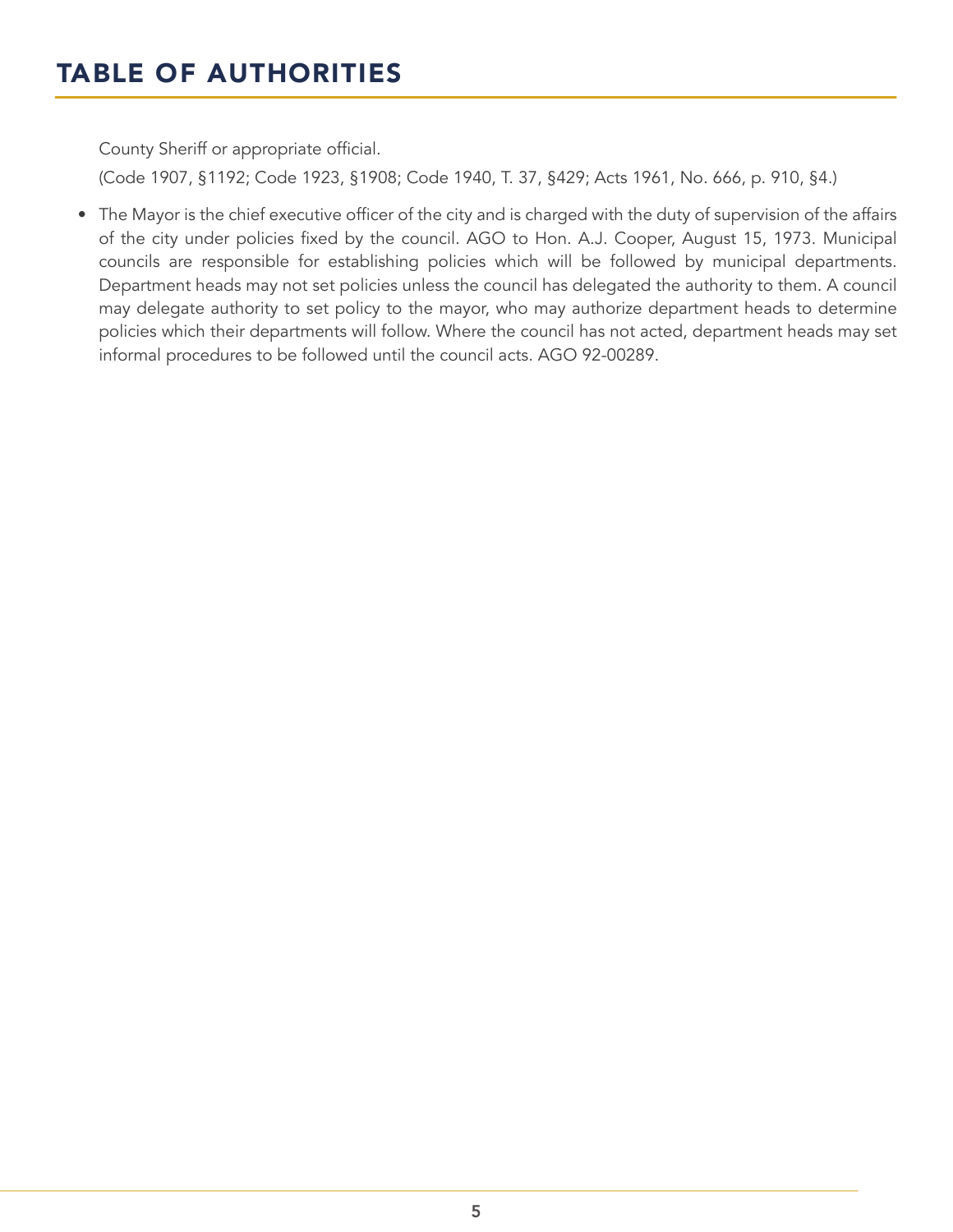# TABLE OF AUTHORITIES

County Sheriff or appropriate official.

(Code 1907, §1192; Code 1923, §1908; Code 1940, T. 37, §429; Acts 1961, No. 666, p. 910, §4.)

- The Mayor is the chief executive officer of the city and is charged with the duty of supervision of the affairs of the city under policies fixed by the council. AGO to Hon. A.J. Cooper, August 15, 1973. Municipal councils are responsible for establishing policies which will be followed by municipal departments. Department heads may not set policies unless the council has delegated the authority to them. A council may delegate authority to set policy to the mayor, who may authorize department heads to determine policies which their departments will follow. Where the council has not acted, department heads may set informal procedures to be followed until the council acts. AGO 92-00289.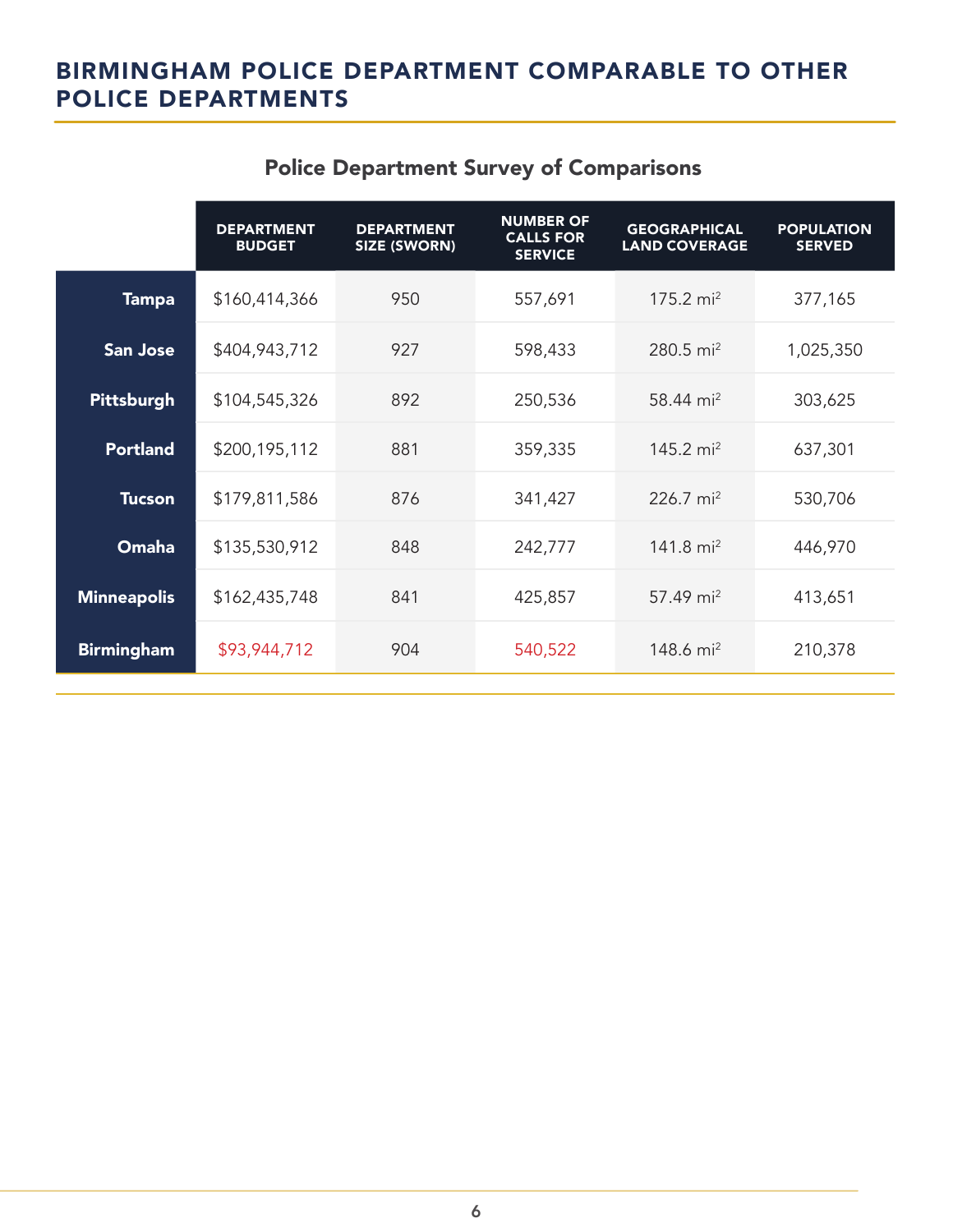# BIRMINGHAM POLICE DEPARTMENT COMPARABLE TO OTHER POLICE DEPARTMENTS

### Police Department Survey of Comparisons

| | DEPARTMENT BUDGET | DEPARTMENT SIZE (SWORN) | NUMBER OF CALLS FOR SERVICE | GEOGRAPHICAL LAND COVERAGE | POPULATION SERVED |
|---|---|---|---|---|---|
| **Tampa** | $160,414,366 | 950 | 557,691 | 175.2 $mi^2$ | 377,165 |
| **San Jose** | $404,943,712 | 927 | 598,433 | 280.5 $mi^2$ | 1,025,350 |
| **Pittsburgh** | $104,545,326 | 892 | 250,536 | 58.44 $mi^2$ | 303,625 |
| **Portland** | $200,195,112 | 881 | 359,335 | 145.2 $mi^2$ | 637,301 |
| **Tucson** | $179,811,586 | 876 | 341,427 | 226.7 $mi^2$ | 530,706 |
| **Omaha** | $135,530,912 | 848 | 242,777 | 141.8 $mi^2$ | 446,970 |
| **Minneapolis** | $162,435,748 | 841 | 425,857 | 57.49 $mi^2$ | 413,651 |
| **Birmingham** | $93,944,712 | 904 | 540,522 | 148.6 $mi^2$ | 210,378 |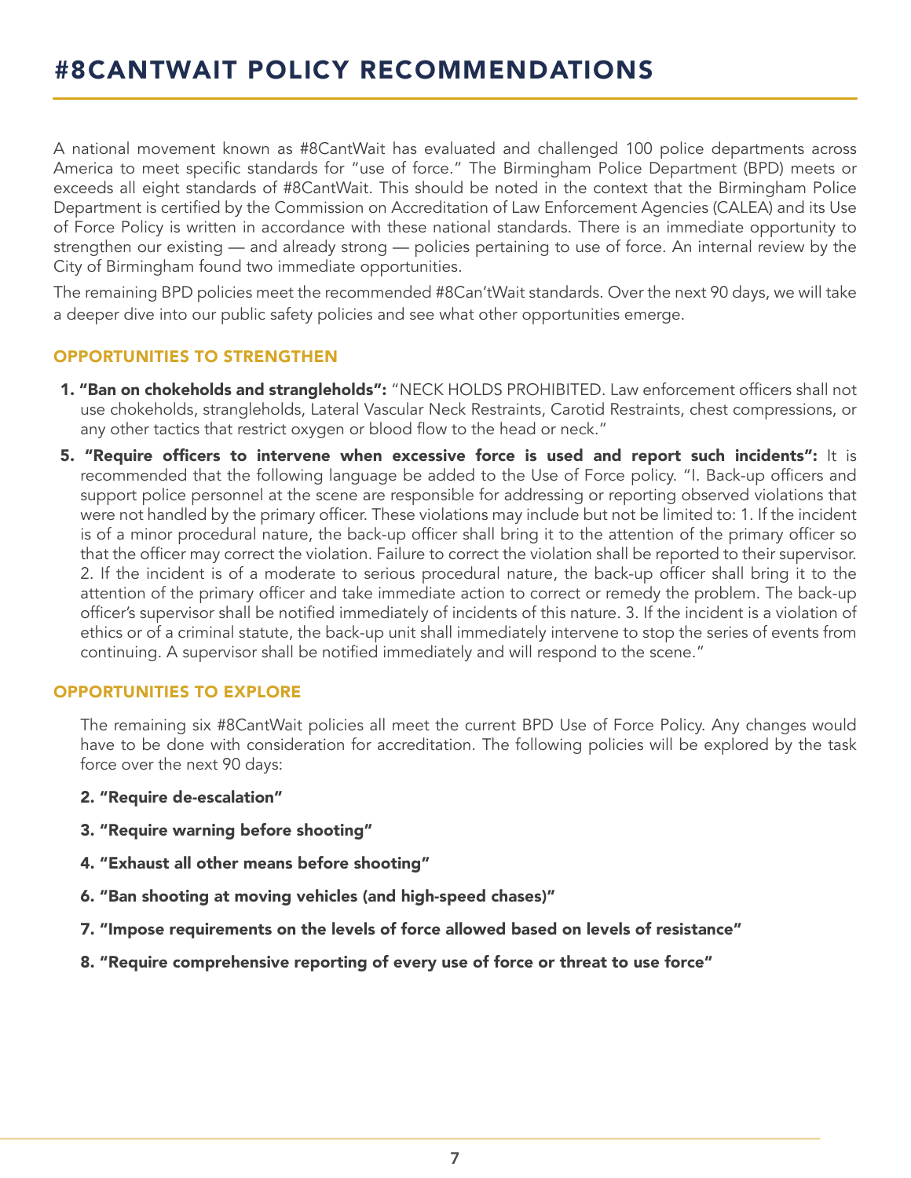# #8CANTWAIT POLICY RECOMMENDATIONS

A national movement known as #8CantWait has evaluated and challenged 100 police departments across America to meet specific standards for "use of force." The Birmingham Police Department (BPD) meets or exceeds all eight standards of #8CantWait. This should be noted in the context that the Birmingham Police Department is certified by the Commission on Accreditation of Law Enforcement Agencies (CALEA) and its Use of Force Policy is written in accordance with these national standards. There is an immediate opportunity to strengthen our existing — and already strong — policies pertaining to use of force. An internal review by the City of Birmingham found two immediate opportunities.

The remaining BPD policies meet the recommended #8Can'tWait standards. Over the next 90 days, we will take a deeper dive into our public safety policies and see what other opportunities emerge.

## OPPORTUNITIES TO STRENGTHEN

1. **"Ban on chokeholds and strangleholds":** "NECK HOLDS PROHIBITED. Law enforcement officers shall not use chokeholds, strangleholds, Lateral Vascular Neck Restraints, Carotid Restraints, chest compressions, or any other tactics that restrict oxygen or blood flow to the head or neck."

5. **"Require officers to intervene when excessive force is used and report such incidents":** It is recommended that the following language be added to the Use of Force policy. "I. Back-up officers and support police personnel at the scene are responsible for addressing or reporting observed violations that were not handled by the primary officer. These violations may include but not be limited to: 1. If the incident is of a minor procedural nature, the back-up officer shall bring it to the attention of the primary officer so that the officer may correct the violation. Failure to correct the violation shall be reported to their supervisor. 2. If the incident is of a moderate to serious procedural nature, the back-up officer shall bring it to the attention of the primary officer and take immediate action to correct or remedy the problem. The back-up officer's supervisor shall be notified immediately of incidents of this nature. 3. If the incident is a violation of ethics or of a criminal statute, the back-up unit shall immediately intervene to stop the series of events from continuing. A supervisor shall be notified immediately and will respond to the scene."

## OPPORTUNITIES TO EXPLORE

The remaining six #8CantWait policies all meet the current BPD Use of Force Policy. Any changes would have to be done with consideration for accreditation. The following policies will be explored by the task force over the next 90 days:

2. **"Require de-escalation"**
3. **"Require warning before shooting"**
4. **"Exhaust all other means before shooting"**
6. **"Ban shooting at moving vehicles (and high-speed chases)"**
7. **"Impose requirements on the levels of force allowed based on levels of resistance"**
8. **"Require comprehensive reporting of every use of force or threat to use force"**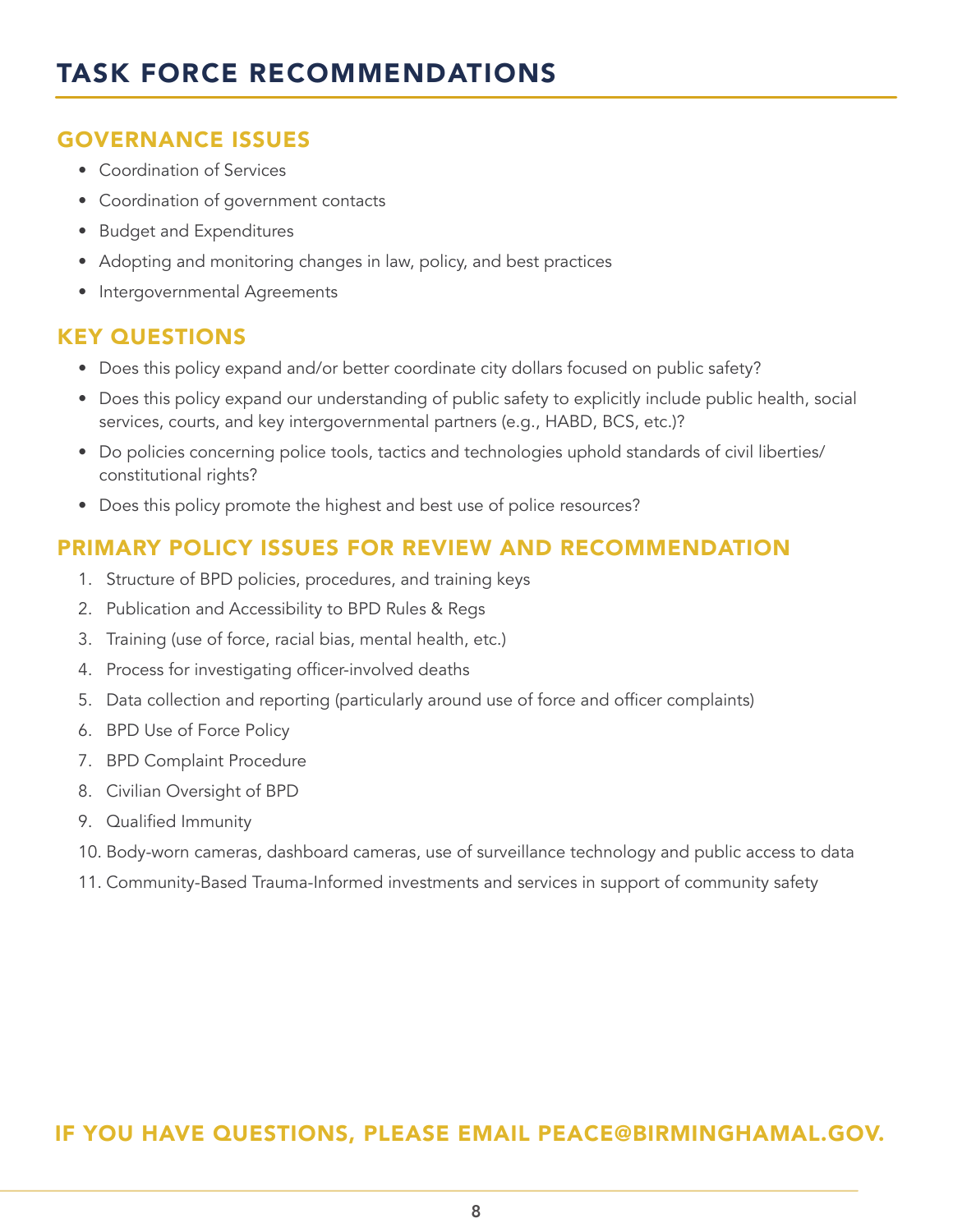# TASK FORCE RECOMMENDATIONS

## GOVERNANCE ISSUES

- Coordination of Services
- Coordination of government contacts
- Budget and Expenditures
- Adopting and monitoring changes in law, policy, and best practices
- Intergovernmental Agreements

## KEY QUESTIONS

- Does this policy expand and/or better coordinate city dollars focused on public safety?
- Does this policy expand our understanding of public safety to explicitly include public health, social services, courts, and key intergovernmental partners (e.g., HABD, BCS, etc.)?
- Do policies concerning police tools, tactics and technologies uphold standards of civil liberties/ constitutional rights?
- Does this policy promote the highest and best use of police resources?

## PRIMARY POLICY ISSUES FOR REVIEW AND RECOMMENDATION

1. Structure of BPD policies, procedures, and training keys
2. Publication and Accessibility to BPD Rules & Regs
3. Training (use of force, racial bias, mental health, etc.)
4. Process for investigating officer-involved deaths
5. Data collection and reporting (particularly around use of force and officer complaints)
6. BPD Use of Force Policy
7. BPD Complaint Procedure
8. Civilian Oversight of BPD
9. Qualified Immunity
10. Body-worn cameras, dashboard cameras, use of surveillance technology and public access to data
11. Community-Based Trauma-Informed investments and services in support of community safety

## IF YOU HAVE QUESTIONS, PLEASE EMAIL PEACE@BIRMINGHAMAL.GOV.